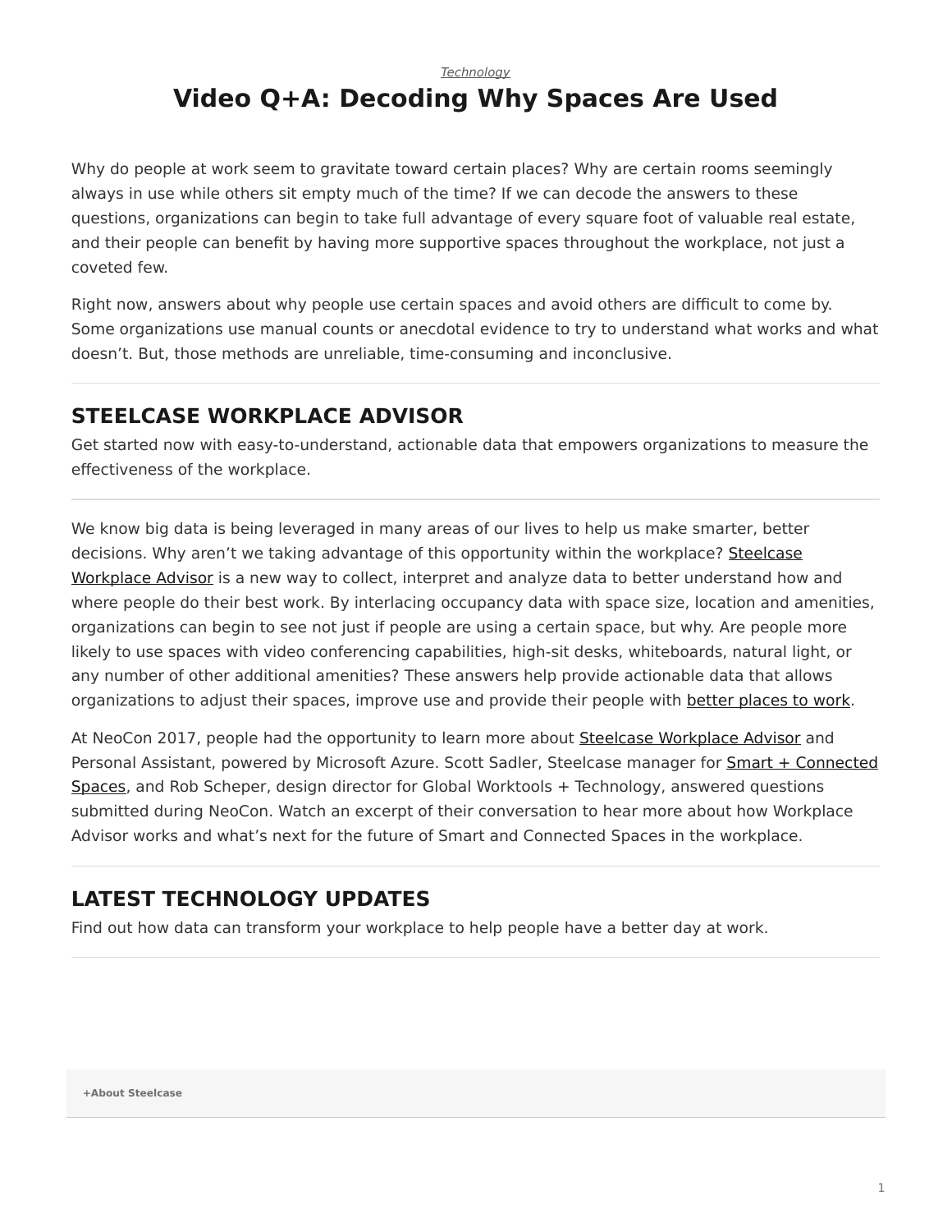*Technology*

# Video Q+A: Decoding Why Spaces Are Used

Why do people at work seem to gravitate toward certain places? Why are certain rooms seemingly always in use while others sit empty much of the time? If we can decode the answers to these questions, organizations can begin to take full advantage of every square foot of valuable real estate, and their people can benefit by having more supportive spaces throughout the workplace, not just a coveted few.

Right now, answers about why people use certain spaces and avoid others are difficult to come by. Some organizations use manual counts or anecdotal evidence to try to understand what works and what doesn't. But, those methods are unreliable, time-consuming and inconclusive.

---

## STEELCASE WORKPLACE ADVISOR

Get started now with easy-to-understand, actionable data that empowers organizations to measure the effectiveness of the workplace.

---

We know big data is being leveraged in many areas of our lives to help us make smarter, better decisions. Why aren't we taking advantage of this opportunity within the workplace? Steelcase Workplace Advisor is a new way to collect, interpret and analyze data to better understand how and where people do their best work. By interlacing occupancy data with space size, location and amenities, organizations can begin to see not just if people are using a certain space, but why. Are people more likely to use spaces with video conferencing capabilities, high-sit desks, whiteboards, natural light, or any number of other additional amenities? These answers help provide actionable data that allows organizations to adjust their spaces, improve use and provide their people with better places to work.

At NeoCon 2017, people had the opportunity to learn more about Steelcase Workplace Advisor and Personal Assistant, powered by Microsoft Azure. Scott Sadler, Steelcase manager for Smart + Connected Spaces, and Rob Scheper, design director for Global Worktools + Technology, answered questions submitted during NeoCon. Watch an excerpt of their conversation to hear more about how Workplace Advisor works and what's next for the future of Smart and Connected Spaces in the workplace.

---

## LATEST TECHNOLOGY UPDATES

Find out how data can transform your workplace to help people have a better day at work.

---

**+About Steelcase**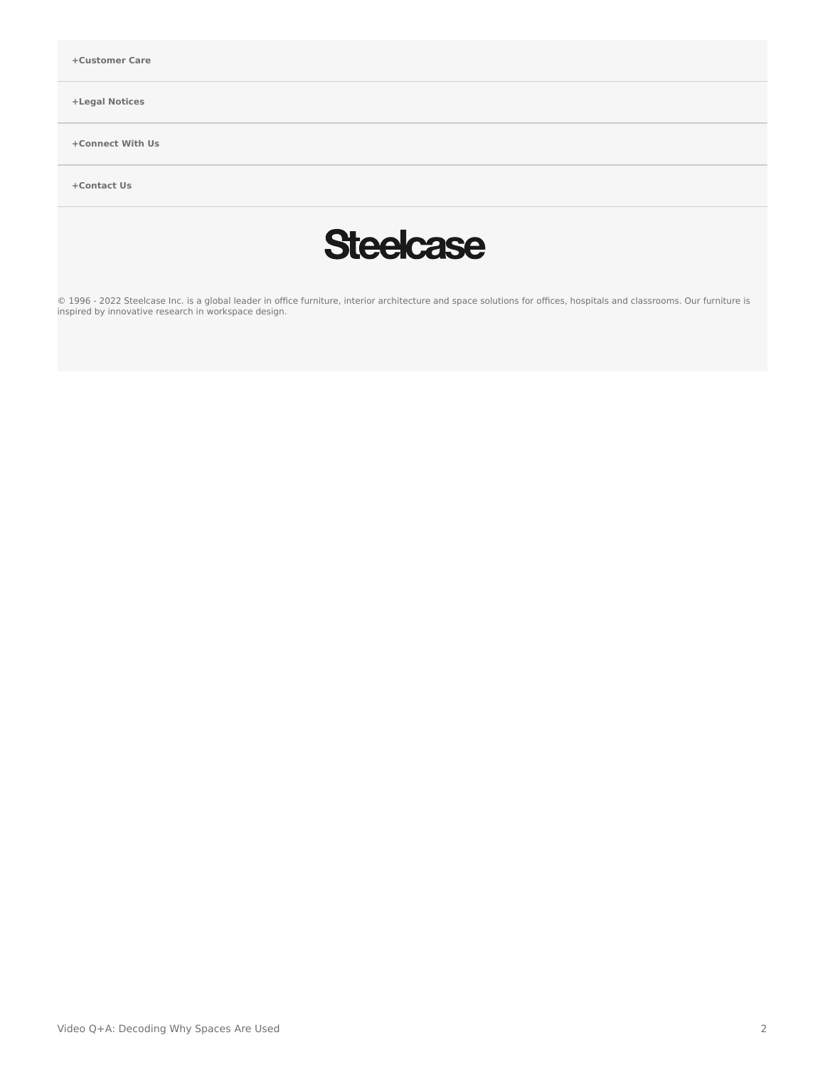**+Customer Care**

**+Legal Notices**

**+Connect With Us**

**+Contact Us**

Steelcase

© 1996 - 2022 Steelcase Inc. is a global leader in office furniture, interior architecture and space solutions for offices, hospitals and classrooms. Our furniture is inspired by innovative research in workspace design.